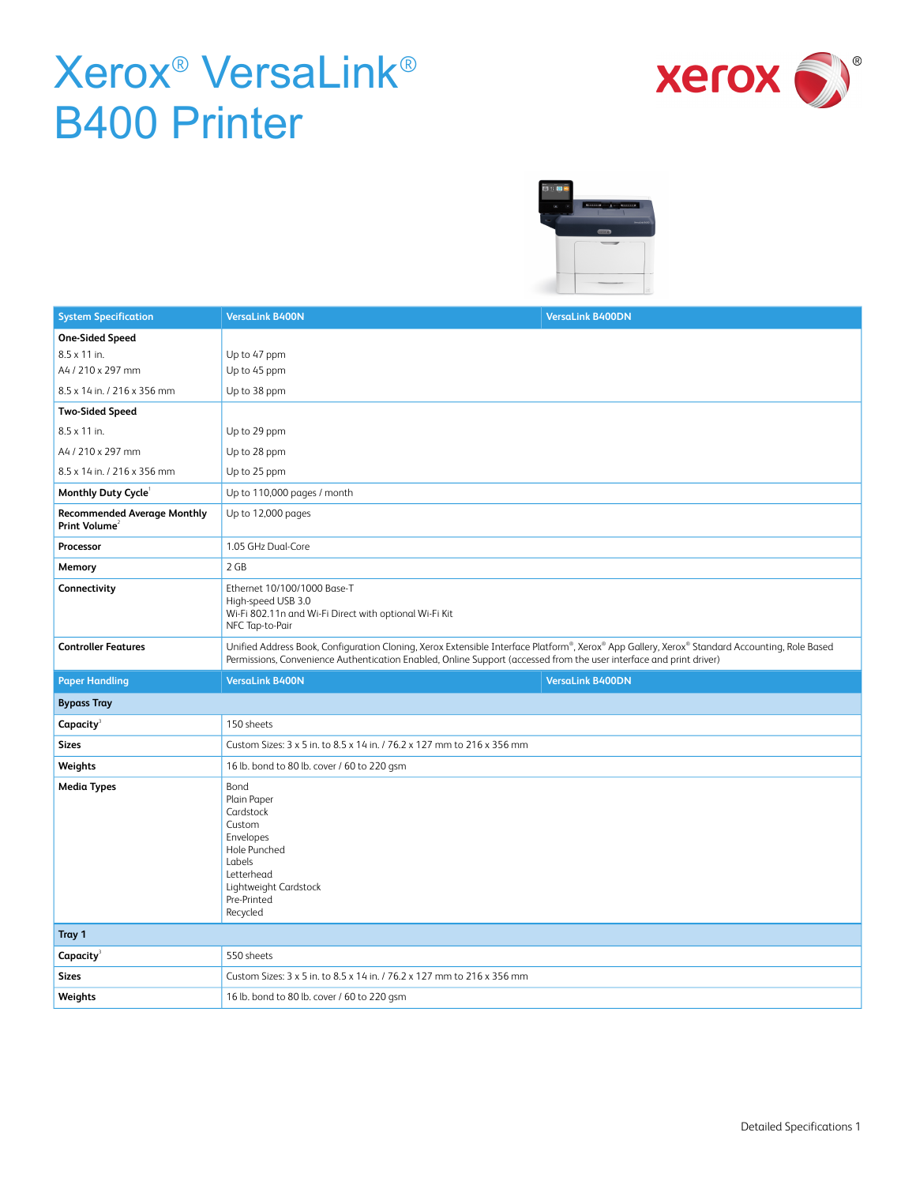# Xerox® VersaLink® B400 Printer

| System Specification | VersaLink B400N | VersaLink B400DN |
|---|---|---|
| **One-Sided Speed** | | |
| 8.5 x 11 in. | Up to 47 ppm | |
| A4 / 210 x 297 mm | Up to 45 ppm | |
| 8.5 x 14 in. / 216 x 356 mm | Up to 38 ppm | |
| **Two-Sided Speed** | | |
| 8.5 x 11 in. | Up to 29 ppm | |
| A4 / 210 x 297 mm | Up to 28 ppm | |
| 8.5 x 14 in. / 216 x 356 mm | Up to 25 ppm | |
| **Monthly Duty Cycle**[1] | Up to 110,000 pages / month | |
| **Recommended Average Monthly Print Volume**[2] | Up to 12,000 pages | |
| **Processor** | 1.05 GHz Dual-Core | |
| **Memory** | 2 GB | |
| **Connectivity** | Ethernet 10/100/1000 Base-T<br>High-speed USB 3.0<br>Wi-Fi 802.11n and Wi-Fi Direct with optional Wi-Fi Kit<br>NFC Tap-to-Pair | |
| **Controller Features** | Unified Address Book, Configuration Cloning, Xerox Extensible Interface Platform®, Xerox® App Gallery, Xerox® Standard Accounting, Role Based Permissions, Convenience Authentication Enabled, Online Support (accessed from the user interface and print driver) | |

| Paper Handling | VersaLink B400N | VersaLink B400DN |
|---|---|---|
| **Bypass Tray** | | |
| **Capacity**[3] | 150 sheets | |
| **Sizes** | Custom Sizes: 3 x 5 in. to 8.5 x 14 in. / 76.2 x 127 mm to 216 x 356 mm | |
| **Weights** | 16 lb. bond to 80 lb. cover / 60 to 220 gsm | |
| **Media Types** | Bond<br>Plain Paper<br>Cardstock<br>Custom<br>Envelopes<br>Hole Punched<br>Labels<br>Letterhead<br>Lightweight Cardstock<br>Pre-Printed<br>Recycled | |
| **Tray 1** | | |
| **Capacity**[3] | 550 sheets | |
| **Sizes** | Custom Sizes: 3 x 5 in. to 8.5 x 14 in. / 76.2 x 127 mm to 216 x 356 mm | |
| **Weights** | 16 lb. bond to 80 lb. cover / 60 to 220 gsm | |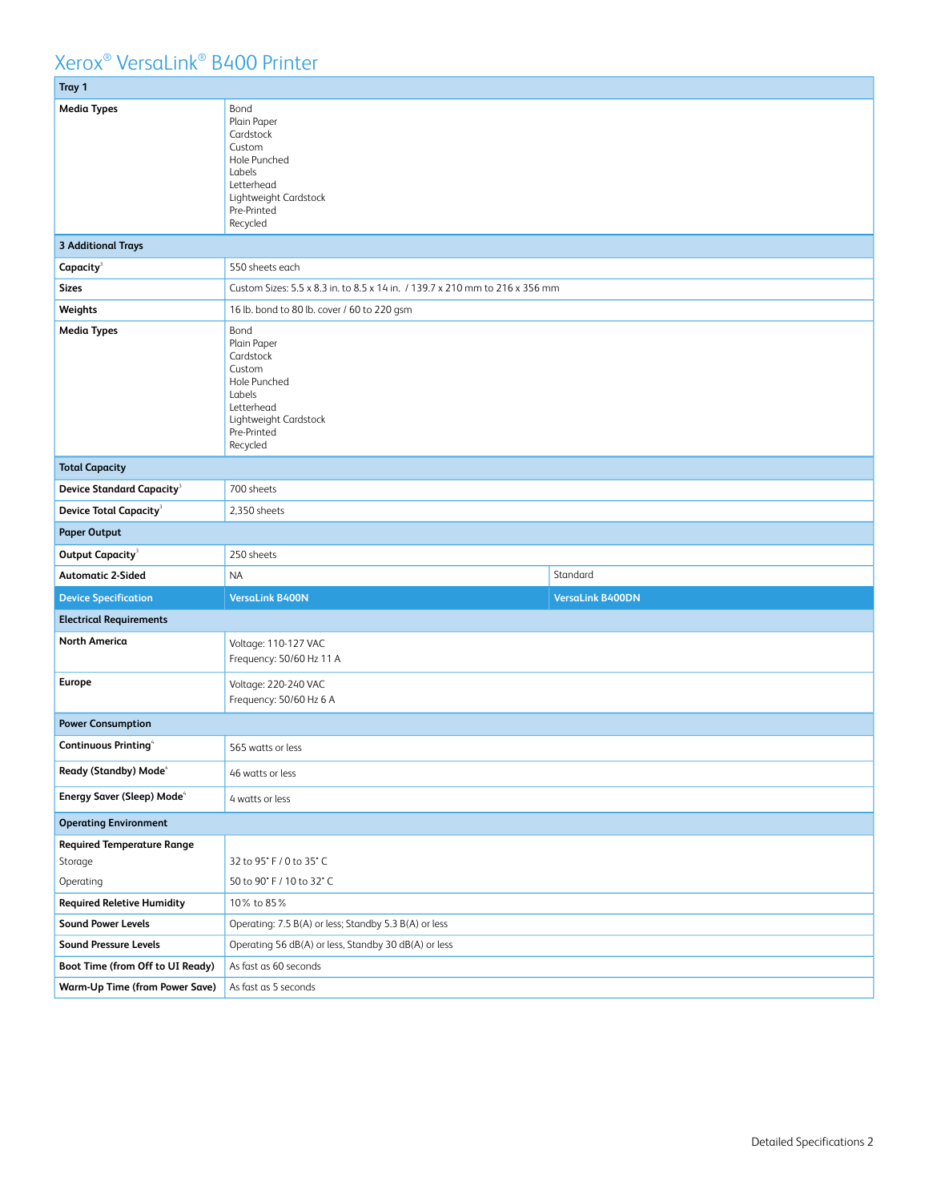# Xerox® VersaLink® B400 Printer

| Tray 1 | | |
|---|---|---|
| **Media Types** | Bond<br>Plain Paper<br>Cardstock<br>Custom<br>Hole Punched<br>Labels<br>Letterhead<br>Lightweight Cardstock<br>Pre-Printed<br>Recycled | |
| **3 Additional Trays** | | |
| **Capacity**[3] | 550 sheets each | |
| **Sizes** | Custom Sizes: 5.5 x 8.3 in. to 8.5 x 14 in. / 139.7 x 210 mm to 216 x 356 mm | |
| **Weights** | 16 lb. bond to 80 lb. cover / 60 to 220 gsm | |
| **Media Types** | Bond<br>Plain Paper<br>Cardstock<br>Custom<br>Hole Punched<br>Labels<br>Letterhead<br>Lightweight Cardstock<br>Pre-Printed<br>Recycled | |
| **Total Capacity** | | |
| **Device Standard Capacity**[3] | 700 sheets | |
| **Device Total Capacity**[3] | 2,350 sheets | |
| **Paper Output** | | |
| **Output Capacity**[3] | 250 sheets | |
| **Automatic 2-Sided** | NA | Standard |
| **Device Specification** | **VersaLink B400N** | **VersaLink B400DN** |
| **Electrical Requirements** | | |
| **North America** | Voltage: 110-127 VAC<br>Frequency: 50/60 Hz 11 A | |
| **Europe** | Voltage: 220-240 VAC<br>Frequency: 50/60 Hz 6 A | |
| **Power Consumption** | | |
| **Continuous Printing**[4] | 565 watts or less | |
| **Ready (Standby) Mode**[4] | 46 watts or less | |
| **Energy Saver (Sleep) Mode**[4] | 4 watts or less | |
| **Operating Environment** | | |
| **Required Temperature Range** | | |
| Storage | 32 to 95° F / 0 to 35° C | |
| Operating | 50 to 90° F / 10 to 32° C | |
| **Required Reletive Humidity** | 10% to 85% | |
| **Sound Power Levels** | Operating: 7.5 B(A) or less; Standby 5.3 B(A) or less | |
| **Sound Pressure Levels** | Operating 56 dB(A) or less, Standby 30 dB(A) or less | |
| **Boot Time (from Off to UI Ready)** | As fast as 60 seconds | |
| **Warm-Up Time (from Power Save)** | As fast as 5 seconds | |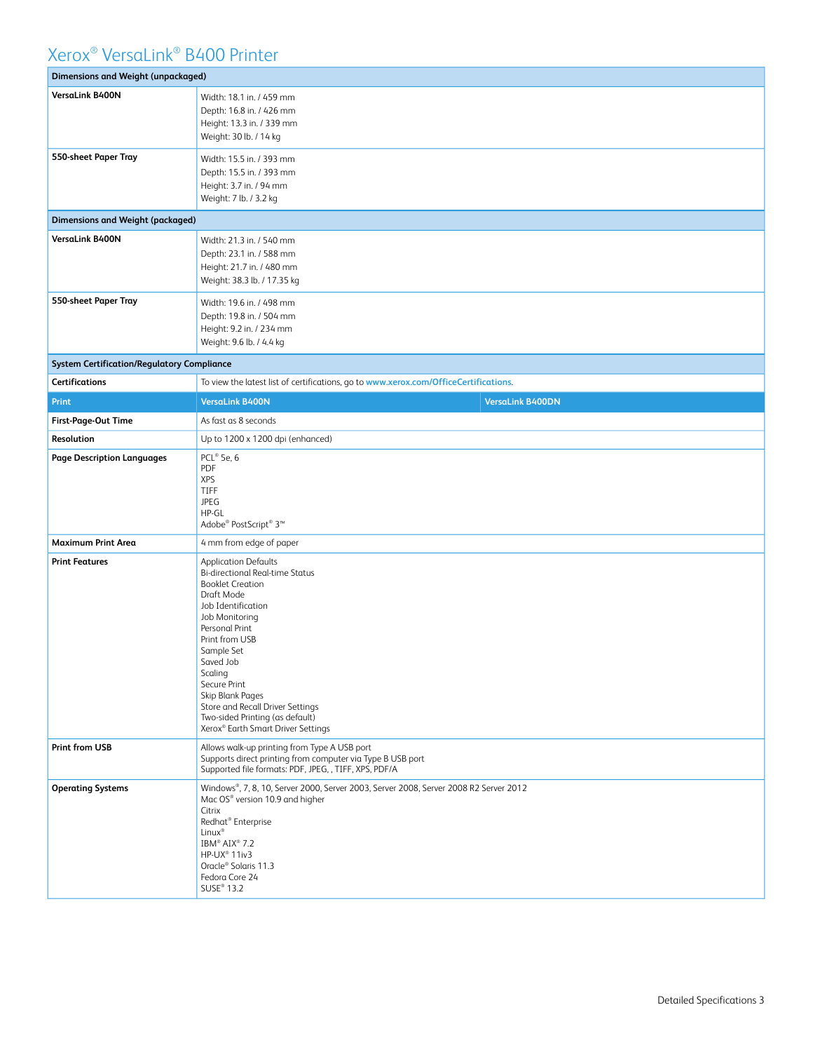# Xerox® VersaLink® B400 Printer

| Dimensions and Weight (unpackaged) | | |
|---|---|---|
| **VersaLink B400N** | Width: 18.1 in. / 459 mm<br>Depth: 16.8 in. / 426 mm<br>Height: 13.3 in. / 339 mm<br>Weight: 30 lb. / 14 kg | |
| **550-sheet Paper Tray** | Width: 15.5 in. / 393 mm<br>Depth: 15.5 in. / 393 mm<br>Height: 3.7 in. / 94 mm<br>Weight: 7 lb. / 3.2 kg | |
| **Dimensions and Weight (packaged)** | | |
| **VersaLink B400N** | Width: 21.3 in. / 540 mm<br>Depth: 23.1 in. / 588 mm<br>Height: 21.7 in. / 480 mm<br>Weight: 38.3 lb. / 17.35 kg | |
| **550-sheet Paper Tray** | Width: 19.6 in. / 498 mm<br>Depth: 19.8 in. / 504 mm<br>Height: 9.2 in. / 234 mm<br>Weight: 9.6 lb. / 4.4 kg | |
| **System Certification/Regulatory Compliance** | | |
| **Certifications** | To view the latest list of certifications, go to www.xerox.com/OfficeCertifications. | |
| **Print** | **VersaLink B400N** | **VersaLink B400DN** |
| **First-Page-Out Time** | As fast as 8 seconds | |
| **Resolution** | Up to 1200 x 1200 dpi (enhanced) | |
| **Page Description Languages** | PCL® 5e, 6<br>PDF<br>XPS<br>TIFF<br>JPEG<br>HP-GL<br>Adobe® PostScript® 3™ | |
| **Maximum Print Area** | 4 mm from edge of paper | |
| **Print Features** | Application Defaults<br>Bi-directional Real-time Status<br>Booklet Creation<br>Draft Mode<br>Job Identification<br>Job Monitoring<br>Personal Print<br>Print from USB<br>Sample Set<br>Saved Job<br>Scaling<br>Secure Print<br>Skip Blank Pages<br>Store and Recall Driver Settings<br>Two-sided Printing (as default)<br>Xerox® Earth Smart Driver Settings | |
| **Print from USB** | Allows walk-up printing from Type A USB port<br>Supports direct printing from computer via Type B USB port<br>Supported file formats: PDF, JPEG, , TIFF, XPS, PDF/A | |
| **Operating Systems** | Windows®, 7, 8, 10, Server 2000, Server 2003, Server 2008, Server 2008 R2 Server 2012<br>Mac OS® version 10.9 and higher<br>Citrix<br>Redhat® Enterprise<br>Linux®<br>IBM® AIX® 7.2<br>HP-UX® 11iv3<br>Oracle® Solaris 11.3<br>Fedora Core 24<br>SUSE® 13.2 | |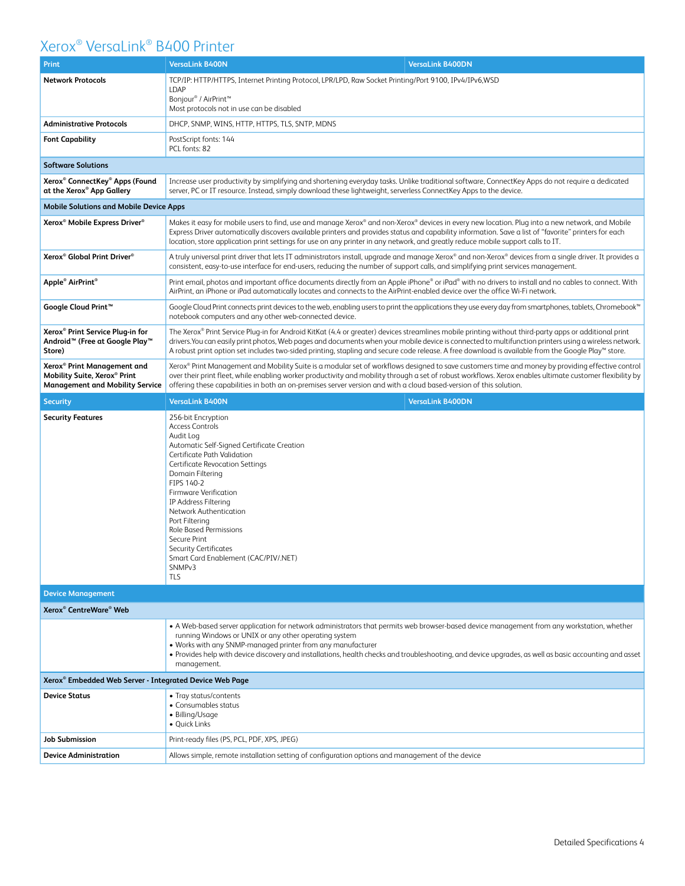# Xerox® VersaLink® B400 Printer

| Print | VersaLink B400N | VersaLink B400DN |
|---|---|---|
| **Network Protocols** | TCP/IP: HTTP/HTTPS, Internet Printing Protocol, LPR/LPD, Raw Socket Printing/Port 9100, IPv4/IPv6,WSD<br>LDAP<br>Bonjour® / AirPrint™<br>Most protocols not in use can be disabled | |
| **Administrative Protocols** | DHCP, SNMP, WINS, HTTP, HTTPS, TLS, SNTP, MDNS | |
| **Font Capability** | PostScript fonts: 144<br>PCL fonts: 82 | |
| **Software Solutions** | | |
| **Xerox® ConnectKey® Apps (Found at the Xerox® App Gallery** | Increase user productivity by simplifying and shortening everyday tasks. Unlike traditional software, ConnectKey Apps do not require a dedicated server, PC or IT resource. Instead, simply download these lightweight, serverless ConnectKey Apps to the device. | |
| **Mobile Solutions and Mobile Device Apps** | | |
| **Xerox® Mobile Express Driver®** | Makes it easy for mobile users to find, use and manage Xerox® and non-Xerox® devices in every new location. Plug into a new network, and Mobile Express Driver automatically discovers available printers and provides status and capability information. Save a list of "favorite" printers for each location, store application print settings for use on any printer in any network, and greatly reduce mobile support calls to IT. | |
| **Xerox® Global Print Driver®** | A truly universal print driver that lets IT administrators install, upgrade and manage Xerox® and non-Xerox® devices from a single driver. It provides a consistent, easy-to-use interface for end-users, reducing the number of support calls, and simplifying print services management. | |
| **Apple® AirPrint®** | Print email, photos and important office documents directly from an Apple iPhone® or iPad® with no drivers to install and no cables to connect. With AirPrint, an iPhone or iPad automatically locates and connects to the AirPrint-enabled device over the office Wi-Fi network. | |
| **Google Cloud Print™** | Google Cloud Print connects print devices to the web, enabling users to print the applications they use every day from smartphones, tablets, Chromebook™ notebook computers and any other web-connected device. | |
| **Xerox® Print Service Plug-in for Android™ (Free at Google Play™ Store)** | The Xerox® Print Service Plug-in for Android KitKat (4.4 or greater) devices streamlines mobile printing without third-party apps or additional print drivers.You can easily print photos, Web pages and documents when your mobile device is connected to multifunction printers using a wireless network. A robust print option set includes two-sided printing, stapling and secure code release. A free download is available from the Google Play™ store. | |
| **Xerox® Print Management and Mobility Suite, Xerox® Print Management and Mobility Service** | Xerox® Print Management and Mobility Suite is a modular set of workflows designed to save customers time and money by providing effective control over their print fleet, while enabling worker productivity and mobility through a set of robust workflows. Xerox enables ultimate customer flexibility by offering these capabilities in both an on-premises server version and with a cloud based-version of this solution. | |
| **Security** | **VersaLink B400N** | **VersaLink B400DN** |
| **Security Features** | 256-bit Encryption<br>Access Controls<br>Audit Log<br>Automatic Self-Signed Certificate Creation<br>Certificate Path Validation<br>Certificate Revocation Settings<br>Domain Filtering<br>FIPS 140-2<br>Firmware Verification<br>IP Address Filtering<br>Network Authentication<br>Port Filtering<br>Role Based Permissions<br>Secure Print<br>Security Certificates<br>Smart Card Enablement (CAC/PIV/.NET)<br>SNMPv3<br>TLS | |
| **Device Management** | | |
| **Xerox® CentreWare® Web** | | |
| | • A Web-based server application for network administrators that permits web browser-based device management from any workstation, whether running Windows or UNIX or any other operating system<br>• Works with any SNMP-managed printer from any manufacturer<br>• Provides help with device discovery and installations, health checks and troubleshooting, and device upgrades, as well as basic accounting and asset management. | |
| **Xerox® Embedded Web Server - Integrated Device Web Page** | | |
| **Device Status** | • Tray status/contents<br>• Consumables status<br>• Billing/Usage<br>• Quick Links | |
| **Job Submission** | Print-ready files (PS, PCL, PDF, XPS, JPEG) | |
| **Device Administration** | Allows simple, remote installation setting of configuration options and management of the device | |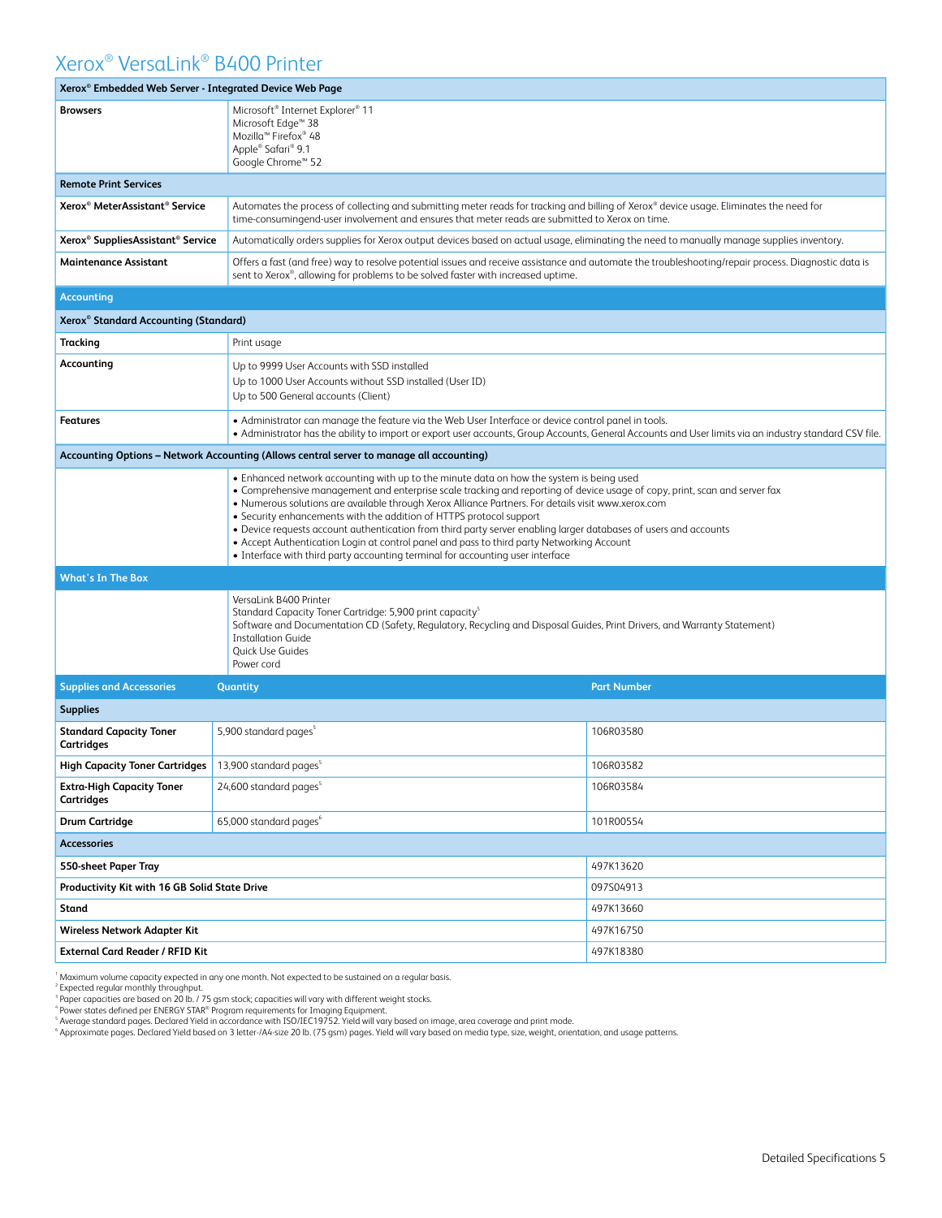# Xerox® VersaLink® B400 Printer

| Xerox® Embedded Web Server - Integrated Device Web Page | |
|---|---|
| **Browsers** | Microsoft® Internet Explorer® 11<br>Microsoft Edge™ 38<br>Mozilla™ Firefox® 48<br>Apple® Safari® 9.1<br>Google Chrome™ 52 |
| **Remote Print Services** | |
| **Xerox® MeterAssistant® Service** | Automates the process of collecting and submitting meter reads for tracking and billing of Xerox® device usage. Eliminates the need for time-consumingend-user involvement and ensures that meter reads are submitted to Xerox on time. |
| **Xerox® SuppliesAssistant® Service** | Automatically orders supplies for Xerox output devices based on actual usage, eliminating the need to manually manage supplies inventory. |
| **Maintenance Assistant** | Offers a fast (and free) way to resolve potential issues and receive assistance and automate the troubleshooting/repair process. Diagnostic data is sent to Xerox®, allowing for problems to be solved faster with increased uptime. |

| Accounting | |
|---|---|
| **Xerox® Standard Accounting (Standard)** | |
| **Tracking** | Print usage |
| **Accounting** | Up to 9999 User Accounts with SSD installed<br>Up to 1000 User Accounts without SSD installed (User ID)<br>Up to 500 General accounts (Client) |
| **Features** | • Administrator can manage the feature via the Web User Interface or device control panel in tools.<br>• Administrator has the ability to import or export user accounts, Group Accounts, General Accounts and User limits via an industry standard CSV file. |
| **Accounting Options – Network Accounting (Allows central server to manage all accounting)** | |
| | • Enhanced network accounting with up to the minute data on how the system is being used<br>• Comprehensive management and enterprise scale tracking and reporting of device usage of copy, print, scan and server fax<br>• Numerous solutions are available through Xerox Alliance Partners. For details visit www.xerox.com<br>• Security enhancements with the addition of HTTPS protocol support<br>• Device requests account authentication from third party server enabling larger databases of users and accounts<br>• Accept Authentication Login at control panel and pass to third party Networking Account<br>• Interface with third party accounting terminal for accounting user interface |

| What's In The Box | |
|---|---|
| | VersaLink B400 Printer<br>Standard Capacity Toner Cartridge: 5,900 print capacity[5]<br>Software and Documentation CD (Safety, Regulatory, Recycling and Disposal Guides, Print Drivers, and Warranty Statement)<br>Installation Guide<br>Quick Use Guides<br>Power cord |

| Supplies and Accessories | Quantity | Part Number |
|---|---|---|
| **Supplies** | | |
| **Standard Capacity Toner Cartridges** | 5,900 standard pages[5] | 106R03580 |
| **High Capacity Toner Cartridges** | 13,900 standard pages[5] | 106R03582 |
| **Extra-High Capacity Toner Cartridges** | 24,600 standard pages[5] | 106R03584 |
| **Drum Cartridge** | 65,000 standard pages[6] | 101R00554 |
| **Accessories** | | |
| **550-sheet Paper Tray** | | 497K13620 |
| **Productivity Kit with 16 GB Solid State Drive** | | 097S04913 |
| **Stand** | | 497K13660 |
| **Wireless Network Adapter Kit** | | 497K16750 |
| **External Card Reader / RFID Kit** | | 497K18380 |

[1] Maximum volume capacity expected in any one month. Not expected to be sustained on a regular basis.
[2] Expected regular monthly throughput.
[3] Paper capacities are based on 20 lb. / 75 gsm stock; capacities will vary with different weight stocks.
[4] Power states defined per ENERGY STAR® Program requirements for Imaging Equipment.
[5] Average standard pages. Declared Yield in accordance with ISO/IEC19752. Yield will vary based on image, area coverage and print mode.
[6] Approximate pages. Declared Yield based on 3 letter-/A4-size 20 lb. (75 gsm) pages. Yield will vary based on media type, size, weight, orientation, and usage patterns.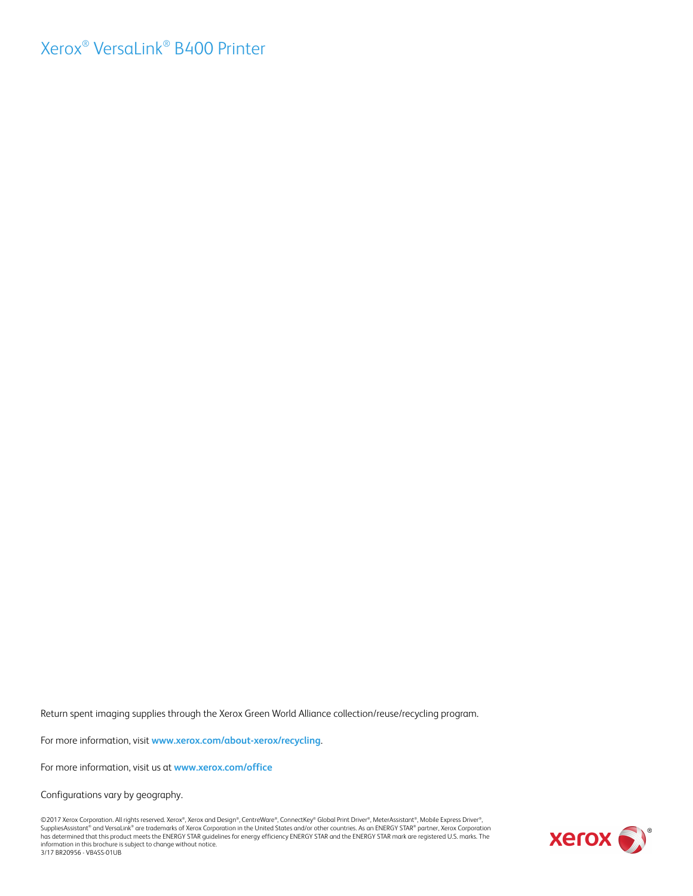# Xerox® VersaLink® B400 Printer

Return spent imaging supplies through the Xerox Green World Alliance collection/reuse/recycling program.

For more information, visit **www.xerox.com/about-xerox/recycling**.

For more information, visit us at **www.xerox.com/office**

Configurations vary by geography.

©2017 Xerox Corporation. All rights reserved. Xerox®, Xerox and Design®, CentreWare®, ConnectKey® Global Print Driver®, MeterAssistant®, Mobile Express Driver®, SuppliesAssistant® and VersaLink® are trademarks of Xerox Corporation in the United States and/or other countries. As an ENERGY STAR® partner, Xerox Corporation has determined that this product meets the ENERGY STAR guidelines for energy efficiency ENERGY STAR and the ENERGY STAR mark are registered U.S. marks. The information in this brochure is subject to change without notice.
3/17 BR20956 · VB4SS-01UB

xerox®